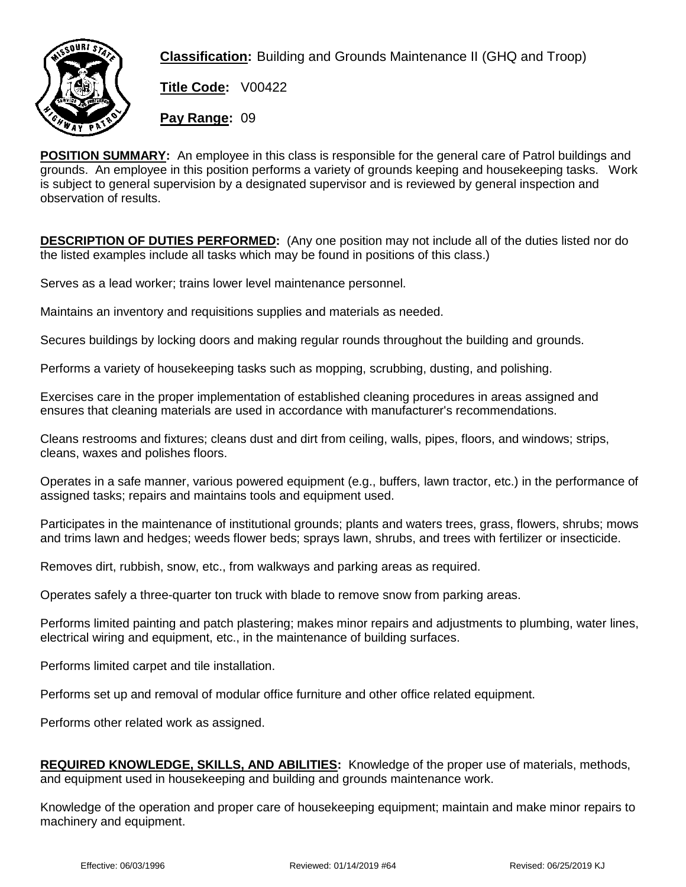**Classification:** Building and Grounds Maintenance II (GHQ and Troop)

**Title Code:** V00422

**Pay Range:** 09

**POSITION SUMMARY:** An employee in this class is responsible for the general care of Patrol buildings and grounds. An employee in this position performs a variety of grounds keeping and housekeeping tasks. Work is subject to general supervision by a designated supervisor and is reviewed by general inspection and observation of results.

**DESCRIPTION OF DUTIES PERFORMED:** (Any one position may not include all of the duties listed nor do the listed examples include all tasks which may be found in positions of this class.)

Serves as a lead worker; trains lower level maintenance personnel.

Maintains an inventory and requisitions supplies and materials as needed.

Secures buildings by locking doors and making regular rounds throughout the building and grounds.

Performs a variety of housekeeping tasks such as mopping, scrubbing, dusting, and polishing.

Exercises care in the proper implementation of established cleaning procedures in areas assigned and ensures that cleaning materials are used in accordance with manufacturer's recommendations.

Cleans restrooms and fixtures; cleans dust and dirt from ceiling, walls, pipes, floors, and windows; strips, cleans, waxes and polishes floors.

Operates in a safe manner, various powered equipment (e.g., buffers, lawn tractor, etc.) in the performance of assigned tasks; repairs and maintains tools and equipment used.

Participates in the maintenance of institutional grounds; plants and waters trees, grass, flowers, shrubs; mows and trims lawn and hedges; weeds flower beds; sprays lawn, shrubs, and trees with fertilizer or insecticide.

Removes dirt, rubbish, snow, etc., from walkways and parking areas as required.

Operates safely a three-quarter ton truck with blade to remove snow from parking areas.

Performs limited painting and patch plastering; makes minor repairs and adjustments to plumbing, water lines, electrical wiring and equipment, etc., in the maintenance of building surfaces.

Performs limited carpet and tile installation.

Performs set up and removal of modular office furniture and other office related equipment.

Performs other related work as assigned.

**REQUIRED KNOWLEDGE, SKILLS, AND ABILITIES:** Knowledge of the proper use of materials, methods, and equipment used in housekeeping and building and grounds maintenance work.

Knowledge of the operation and proper care of housekeeping equipment; maintain and make minor repairs to machinery and equipment.

Effective: 06/03/1996 Reviewed: 01/14/2019 #64 Revised: 06/25/2019 KJ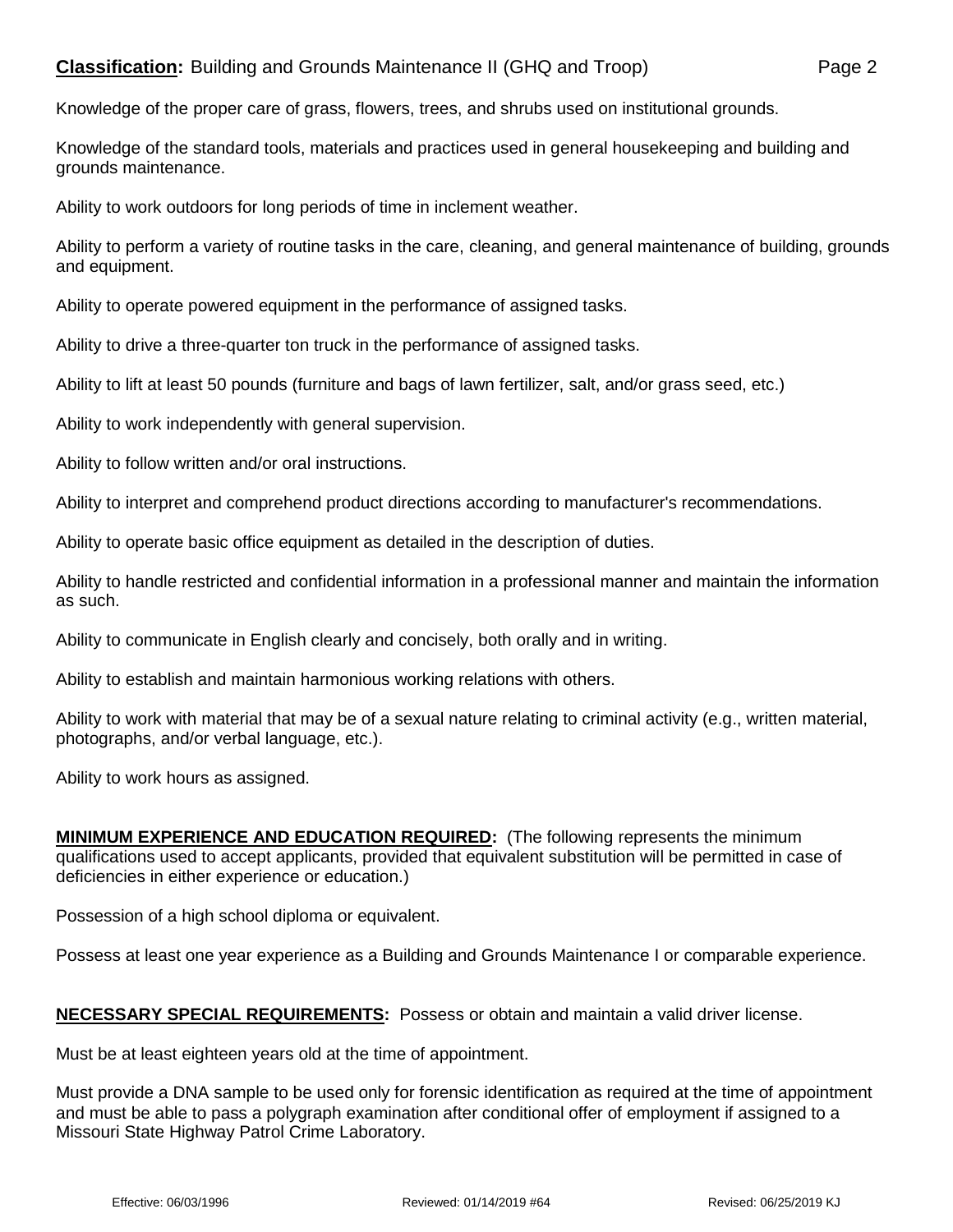Knowledge of the proper care of grass, flowers, trees, and shrubs used on institutional grounds.

Knowledge of the standard tools, materials and practices used in general housekeeping and building and grounds maintenance.

Ability to work outdoors for long periods of time in inclement weather.

Ability to perform a variety of routine tasks in the care, cleaning, and general maintenance of building, grounds and equipment.

Ability to operate powered equipment in the performance of assigned tasks.

Ability to drive a three-quarter ton truck in the performance of assigned tasks.

Ability to lift at least 50 pounds (furniture and bags of lawn fertilizer, salt, and/or grass seed, etc.)

Ability to work independently with general supervision.

Ability to follow written and/or oral instructions.

Ability to interpret and comprehend product directions according to manufacturer's recommendations.

Ability to operate basic office equipment as detailed in the description of duties.

Ability to handle restricted and confidential information in a professional manner and maintain the information as such.

Ability to communicate in English clearly and concisely, both orally and in writing.

Ability to establish and maintain harmonious working relations with others.

Ability to work with material that may be of a sexual nature relating to criminal activity (e.g., written material, photographs, and/or verbal language, etc.).

Ability to work hours as assigned.

**MINIMUM EXPERIENCE AND EDUCATION REQUIRED:** (The following represents the minimum qualifications used to accept applicants, provided that equivalent substitution will be permitted in case of deficiencies in either experience or education.)

Possession of a high school diploma or equivalent.

Possess at least one year experience as a Building and Grounds Maintenance I or comparable experience.

**NECESSARY SPECIAL REQUIREMENTS:** Possess or obtain and maintain a valid driver license.

Must be at least eighteen years old at the time of appointment.

Must provide a DNA sample to be used only for forensic identification as required at the time of appointment and must be able to pass a polygraph examination after conditional offer of employment if assigned to a Missouri State Highway Patrol Crime Laboratory.

Effective: 06/03/1996 Reviewed: 01/14/2019 #64 Revised: 06/25/2019 KJ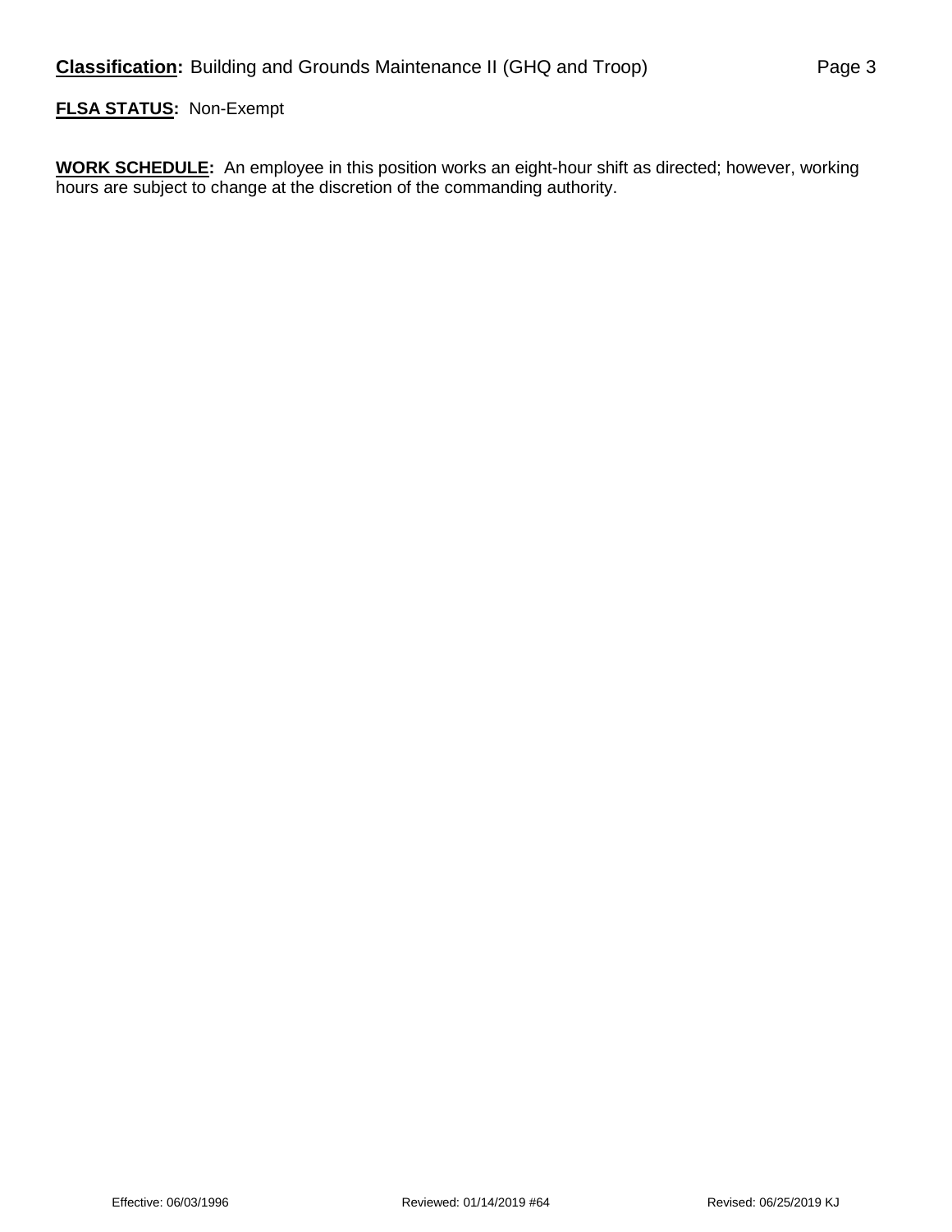**FLSA STATUS:** Non-Exempt

**WORK SCHEDULE:** An employee in this position works an eight-hour shift as directed; however, working hours are subject to change at the discretion of the commanding authority.